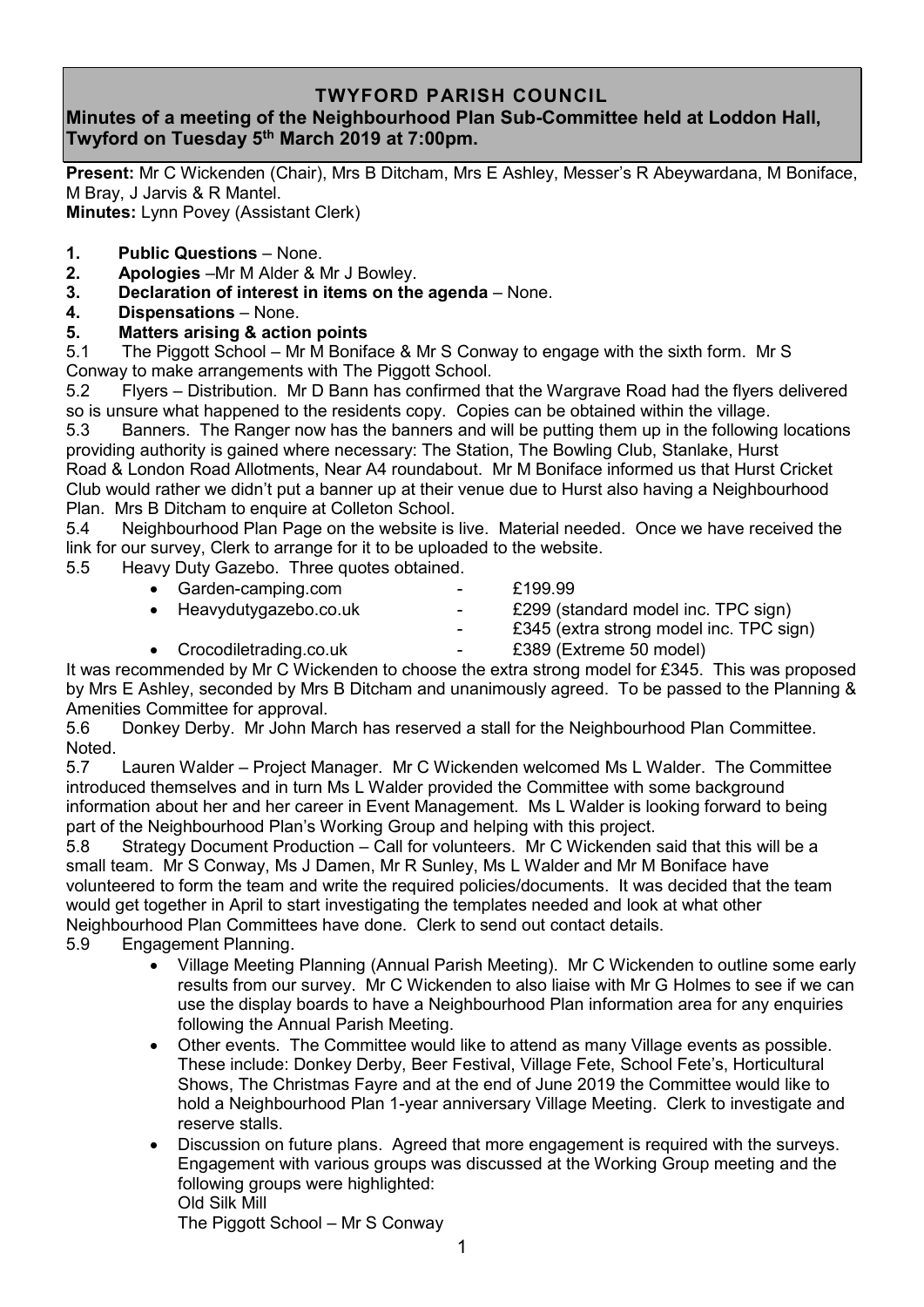# TWYFORD PARISH COUNCIL

## Minutes of a meeting of the Neighbourhood Plan Sub-Committee held at Loddon Hall, Twyford on Tuesday 5th March 2019 at 7:00pm.

**Present:** Mr C Wickenden (Chair), Mrs B Ditcham, Mrs E Ashley, Messer's R Abeywardana, M Boniface, M Bray, J Jarvis & R Mantel.
**Minutes:** Lynn Povey (Assistant Clerk)

1. **Public Questions** – None.
2. **Apologies** –Mr M Alder & Mr J Bowley.
3. **Declaration of interest in items on the agenda** – None.
4. **Dispensations** – None.
5. **Matters arising & action points**

5.1 The Piggott School – Mr M Boniface & Mr S Conway to engage with the sixth form. Mr S Conway to make arrangements with The Piggott School.

5.2 Flyers – Distribution. Mr D Bann has confirmed that the Wargrave Road had the flyers delivered so is unsure what happened to the residents copy. Copies can be obtained within the village.

5.3 Banners. The Ranger now has the banners and will be putting them up in the following locations providing authority is gained where necessary: The Station, The Bowling Club, Stanlake, Hurst Road & London Road Allotments, Near A4 roundabout. Mr M Boniface informed us that Hurst Cricket Club would rather we didn't put a banner up at their venue due to Hurst also having a Neighbourhood Plan. Mrs B Ditcham to enquire at Colleton School.

5.4 Neighbourhood Plan Page on the website is live. Material needed. Once we have received the link for our survey, Clerk to arrange for it to be uploaded to the website.

5.5 Heavy Duty Gazebo. Three quotes obtained.

- Garden-camping.com - £199.99
- Heavydutygazebo.co.uk - £299 (standard model inc. TPC sign)
  - £345 (extra strong model inc. TPC sign)
- Crocodiletrading.co.uk - £389 (Extreme 50 model)

It was recommended by Mr C Wickenden to choose the extra strong model for £345. This was proposed by Mrs E Ashley, seconded by Mrs B Ditcham and unanimously agreed. To be passed to the Planning & Amenities Committee for approval.

5.6 Donkey Derby. Mr John March has reserved a stall for the Neighbourhood Plan Committee. Noted.

5.7 Lauren Walder – Project Manager. Mr C Wickenden welcomed Ms L Walder. The Committee introduced themselves and in turn Ms L Walder provided the Committee with some background information about her and her career in Event Management. Ms L Walder is looking forward to being part of the Neighbourhood Plan's Working Group and helping with this project.

5.8 Strategy Document Production – Call for volunteers. Mr C Wickenden said that this will be a small team. Mr S Conway, Ms J Damen, Mr R Sunley, Ms L Walder and Mr M Boniface have volunteered to form the team and write the required policies/documents. It was decided that the team would get together in April to start investigating the templates needed and look at what other Neighbourhood Plan Committees have done. Clerk to send out contact details.

5.9 Engagement Planning.

- Village Meeting Planning (Annual Parish Meeting). Mr C Wickenden to outline some early results from our survey. Mr C Wickenden to also liaise with Mr G Holmes to see if we can use the display boards to have a Neighbourhood Plan information area for any enquiries following the Annual Parish Meeting.
- Other events. The Committee would like to attend as many Village events as possible. These include: Donkey Derby, Beer Festival, Village Fete, School Fete's, Horticultural Shows, The Christmas Fayre and at the end of June 2019 the Committee would like to hold a Neighbourhood Plan 1-year anniversary Village Meeting. Clerk to investigate and reserve stalls.
- Discussion on future plans. Agreed that more engagement is required with the surveys. Engagement with various groups was discussed at the Working Group meeting and the following groups were highlighted:
  Old Silk Mill
  The Piggott School – Mr S Conway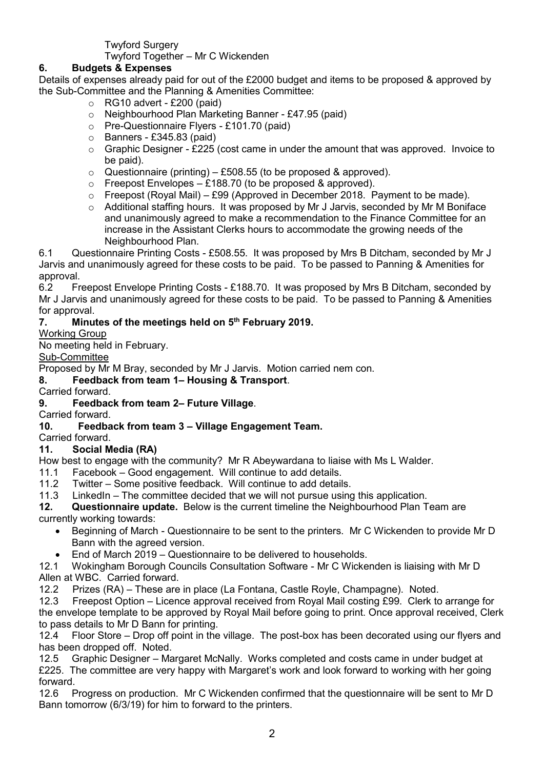Twyford Surgery

Twyford Together – Mr C Wickenden

## 6. Budgets & Expenses

Details of expenses already paid for out of the £2000 budget and items to be proposed & approved by the Sub-Committee and the Planning & Amenities Committee:

- RG10 advert - £200 (paid)
- Neighbourhood Plan Marketing Banner - £47.95 (paid)
- Pre-Questionnaire Flyers - £101.70 (paid)
- Banners - £345.83 (paid)
- Graphic Designer - £225 (cost came in under the amount that was approved. Invoice to be paid).
- Questionnaire (printing) – £508.55 (to be proposed & approved).
- Freepost Envelopes – £188.70 (to be proposed & approved).
- Freepost (Royal Mail) – £99 (Approved in December 2018. Payment to be made).
- Additional staffing hours. It was proposed by Mr J Jarvis, seconded by Mr M Boniface and unanimously agreed to make a recommendation to the Finance Committee for an increase in the Assistant Clerks hours to accommodate the growing needs of the Neighbourhood Plan.

6.1 Questionnaire Printing Costs - £508.55. It was proposed by Mrs B Ditcham, seconded by Mr J Jarvis and unanimously agreed for these costs to be paid. To be passed to Panning & Amenities for approval.

6.2 Freepost Envelope Printing Costs - £188.70. It was proposed by Mrs B Ditcham, seconded by Mr J Jarvis and unanimously agreed for these costs to be paid. To be passed to Panning & Amenities for approval.

## 7. Minutes of the meetings held on 5th February 2019.

Working Group

No meeting held in February.

Sub-Committee

Proposed by Mr M Bray, seconded by Mr J Jarvis. Motion carried nem con.

## 8. Feedback from team 1– Housing & Transport.

Carried forward.

## 9. Feedback from team 2– Future Village.

Carried forward.

## 10. Feedback from team 3 – Village Engagement Team.

Carried forward.

## 11. Social Media (RA)

How best to engage with the community? Mr R Abeywardana to liaise with Ms L Walder.

11.1 Facebook – Good engagement. Will continue to add details.

11.2 Twitter – Some positive feedback. Will continue to add details.

11.3 LinkedIn – The committee decided that we will not pursue using this application.

**12. Questionnaire update.** Below is the current timeline the Neighbourhood Plan Team are currently working towards:

- Beginning of March - Questionnaire to be sent to the printers. Mr C Wickenden to provide Mr D Bann with the agreed version.
- End of March 2019 – Questionnaire to be delivered to households.

12.1 Wokingham Borough Councils Consultation Software - Mr C Wickenden is liaising with Mr D Allen at WBC. Carried forward.

12.2 Prizes (RA) – These are in place (La Fontana, Castle Royle, Champagne). Noted.

12.3 Freepost Option – Licence approval received from Royal Mail costing £99. Clerk to arrange for the envelope template to be approved by Royal Mail before going to print. Once approval received, Clerk to pass details to Mr D Bann for printing.

12.4 Floor Store – Drop off point in the village. The post-box has been decorated using our flyers and has been dropped off. Noted.

12.5 Graphic Designer – Margaret McNally. Works completed and costs came in under budget at £225. The committee are very happy with Margaret's work and look forward to working with her going forward.

12.6 Progress on production. Mr C Wickenden confirmed that the questionnaire will be sent to Mr D Bann tomorrow (6/3/19) for him to forward to the printers.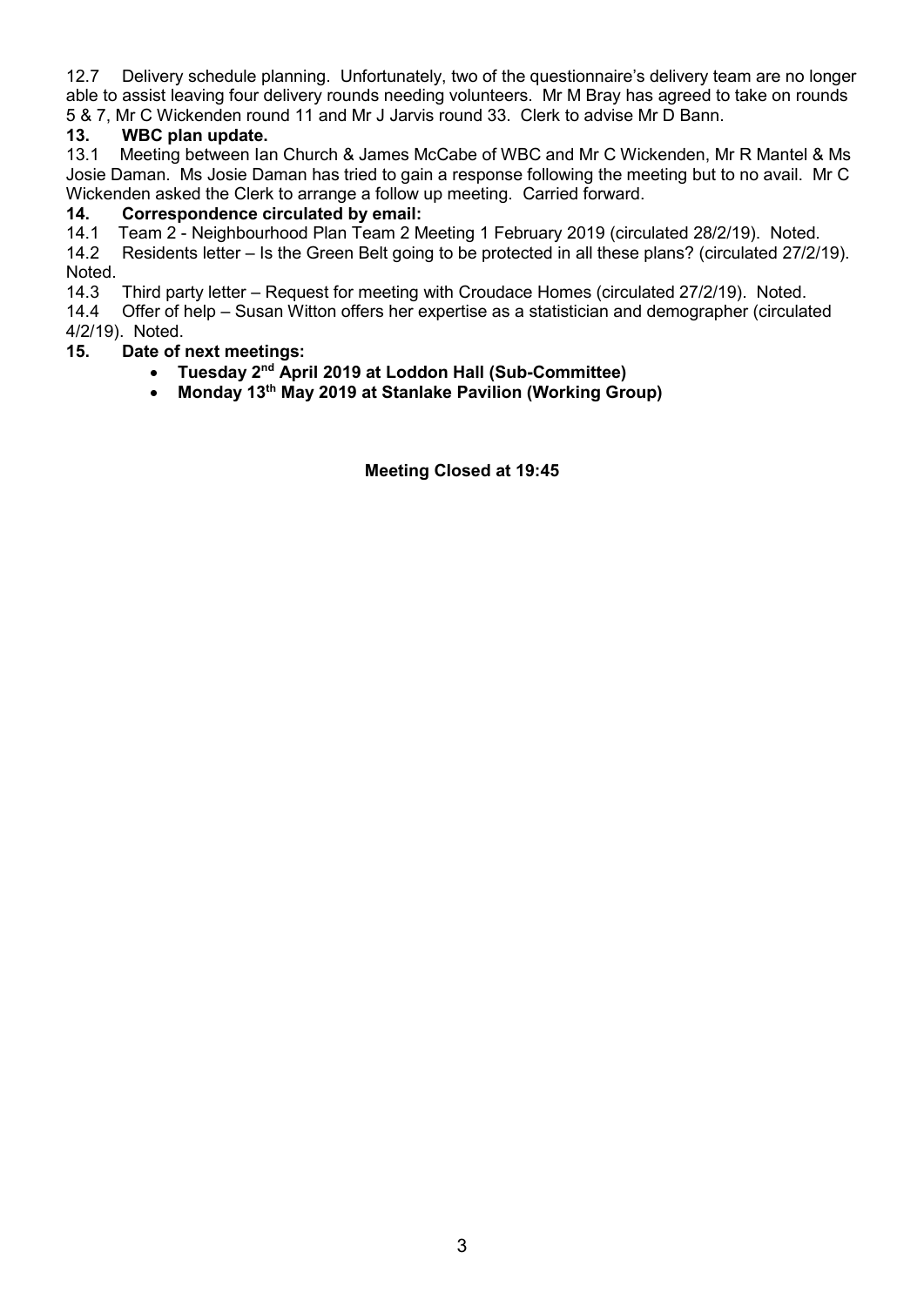12.7 Delivery schedule planning. Unfortunately, two of the questionnaire's delivery team are no longer able to assist leaving four delivery rounds needing volunteers. Mr M Bray has agreed to take on rounds 5 & 7, Mr C Wickenden round 11 and Mr J Jarvis round 33. Clerk to advise Mr D Bann.

**13. WBC plan update.**

13.1 Meeting between Ian Church & James McCabe of WBC and Mr C Wickenden, Mr R Mantel & Ms Josie Daman. Ms Josie Daman has tried to gain a response following the meeting but to no avail. Mr C Wickenden asked the Clerk to arrange a follow up meeting. Carried forward.

**14. Correspondence circulated by email:**

14.1 Team 2 - Neighbourhood Plan Team 2 Meeting 1 February 2019 (circulated 28/2/19). Noted.

14.2 Residents letter – Is the Green Belt going to be protected in all these plans? (circulated 27/2/19). Noted.

14.3 Third party letter – Request for meeting with Croudace Homes (circulated 27/2/19). Noted.

14.4 Offer of help – Susan Witton offers her expertise as a statistician and demographer (circulated 4/2/19). Noted.

**15. Date of next meetings:**

- **Tuesday 2nd April 2019 at Loddon Hall (Sub-Committee)**
- **Monday 13th May 2019 at Stanlake Pavilion (Working Group)**

**Meeting Closed at 19:45**